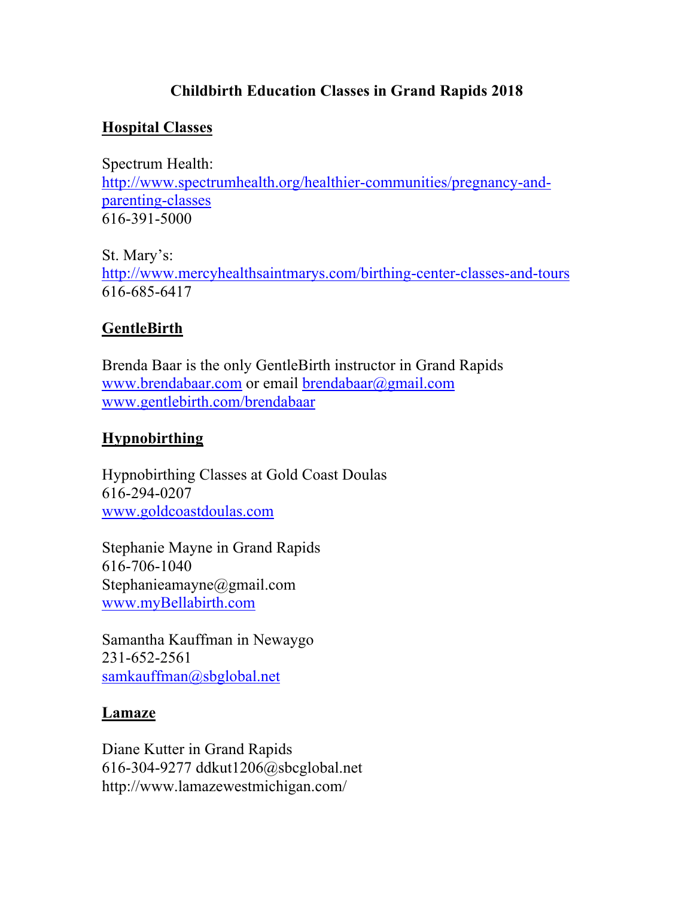# Childbirth Education Classes in Grand Rapids 2018

## Hospital Classes

Spectrum Health:
http://www.spectrumhealth.org/healthier-communities/pregnancy-and-parenting-classes
616-391-5000

St. Mary's:
http://www.mercyhealthsaintmarys.com/birthing-center-classes-and-tours
616-685-6417

## GentleBirth

Brenda Baar is the only GentleBirth instructor in Grand Rapids
www.brendabaar.com or email brendabaar@gmail.com
www.gentlebirth.com/brendabaar

## Hypnobirthing

Hypnobirthing Classes at Gold Coast Doulas
616-294-0207
www.goldcoastdoulas.com

Stephanie Mayne in Grand Rapids
616-706-1040
Stephanieamayne@gmail.com
www.myBellabirth.com

Samantha Kauffman in Newaygo
231-652-2561
samkauffman@sbglobal.net

## Lamaze

Diane Kutter in Grand Rapids
616-304-9277 ddkut1206@sbcglobal.net
http://www.lamazewestmichigan.com/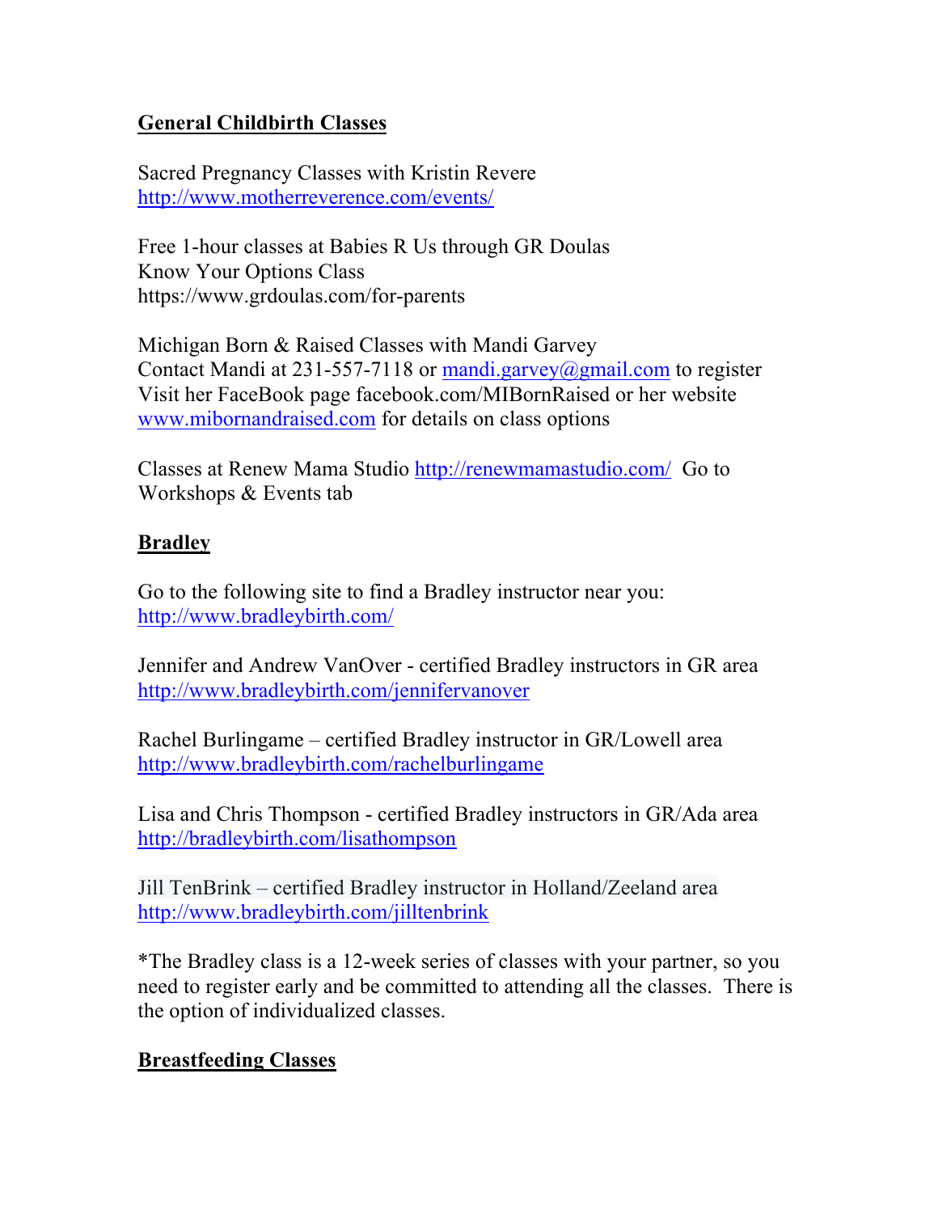## General Childbirth Classes

Sacred Pregnancy Classes with Kristin Revere
http://www.motherreverence.com/events/

Free 1-hour classes at Babies R Us through GR Doulas
Know Your Options Class
https://www.grdoulas.com/for-parents

Michigan Born & Raised Classes with Mandi Garvey
Contact Mandi at 231-557-7118 or mandi.garvey@gmail.com to register
Visit her FaceBook page facebook.com/MIBornRaised or her website www.mibornandraised.com for details on class options

Classes at Renew Mama Studio http://renewmamastudio.com/ Go to Workshops & Events tab

## Bradley

Go to the following site to find a Bradley instructor near you:
http://www.bradleybirth.com/

Jennifer and Andrew VanOver - certified Bradley instructors in GR area
http://www.bradleybirth.com/jennifervanover

Rachel Burlingame – certified Bradley instructor in GR/Lowell area
http://www.bradleybirth.com/rachelburlingame

Lisa and Chris Thompson - certified Bradley instructors in GR/Ada area
http://bradleybirth.com/lisathompson

Jill TenBrink – certified Bradley instructor in Holland/Zeeland area
http://www.bradleybirth.com/jilltenbrink

*The Bradley class is a 12-week series of classes with your partner, so you need to register early and be committed to attending all the classes. There is the option of individualized classes.

## Breastfeeding Classes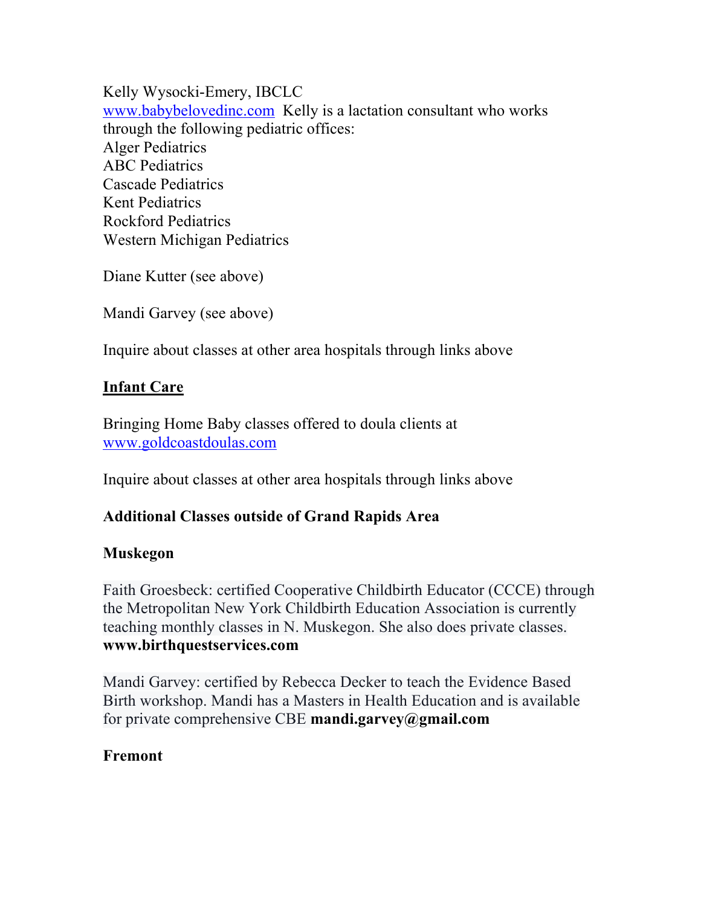Kelly Wysocki-Emery, IBCLC
[www.babybelovedinc.com](http://www.babybelovedinc.com) Kelly is a lactation consultant who works through the following pediatric offices:
Alger Pediatrics
ABC Pediatrics
Cascade Pediatrics
Kent Pediatrics
Rockford Pediatrics
Western Michigan Pediatrics

Diane Kutter (see above)

Mandi Garvey (see above)

Inquire about classes at other area hospitals through links above

**<u>Infant Care</u>**

Bringing Home Baby classes offered to doula clients at [www.goldcoastdoulas.com](http://www.goldcoastdoulas.com)

Inquire about classes at other area hospitals through links above

**Additional Classes outside of Grand Rapids Area**

**Muskegon**

Faith Groesbeck: certified Cooperative Childbirth Educator (CCCE) through the Metropolitan New York Childbirth Education Association is currently teaching monthly classes in N. Muskegon. She also does private classes. **www.birthquestservices.com**

Mandi Garvey: certified by Rebecca Decker to teach the Evidence Based Birth workshop. Mandi has a Masters in Health Education and is available for private comprehensive CBE **mandi.garvey@gmail.com**

**Fremont**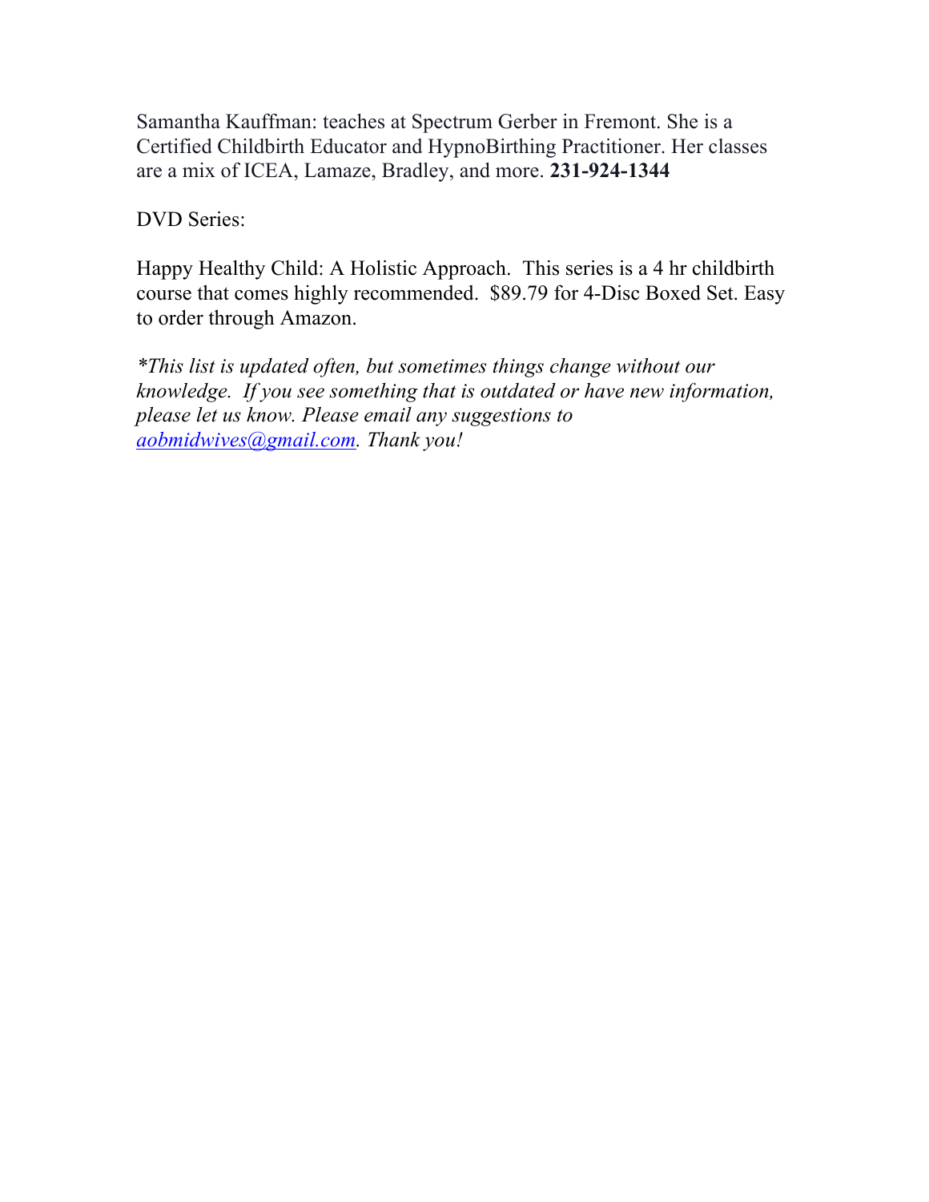Samantha Kauffman: teaches at Spectrum Gerber in Fremont. She is a Certified Childbirth Educator and HypnoBirthing Practitioner. Her classes are a mix of ICEA, Lamaze, Bradley, and more. **231-924-1344**

DVD Series:

Happy Healthy Child: A Holistic Approach. This series is a 4 hr childbirth course that comes highly recommended. $89.79 for 4-Disc Boxed Set. Easy to order through Amazon.

*\*This list is updated often, but sometimes things change without our knowledge. If you see something that is outdated or have new information, please let us know. Please email any suggestions to [aobmidwives@gmail.com](mailto:aobmidwives@gmail.com). Thank you!*